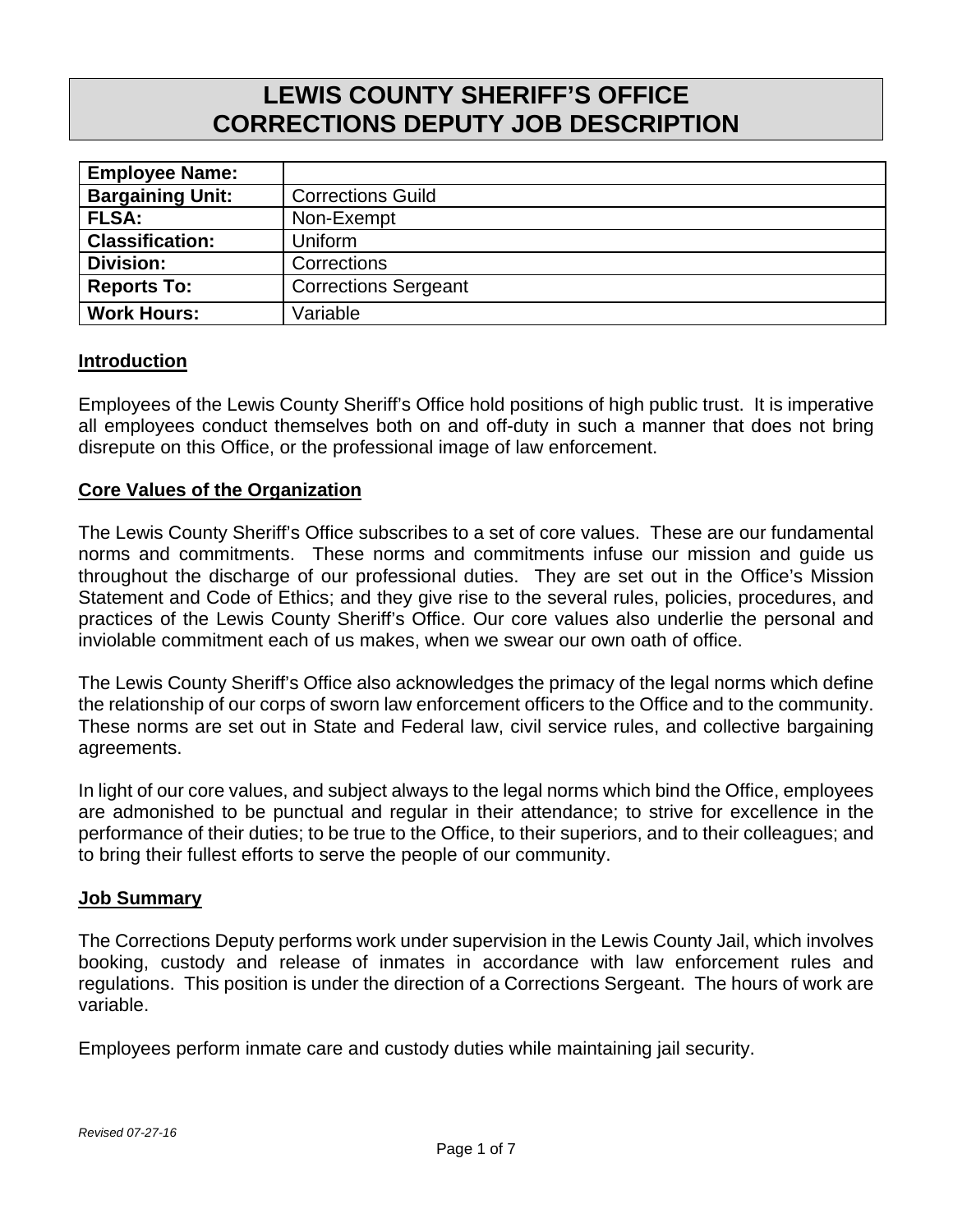# LEWIS COUNTY SHERIFF'S OFFICE
# CORRECTIONS DEPUTY JOB DESCRIPTION

| | |
|---|---|
| **Employee Name:** | |
| **Bargaining Unit:** | Corrections Guild |
| **FLSA:** | Non-Exempt |
| **Classification:** | Uniform |
| **Division:** | Corrections |
| **Reports To:** | Corrections Sergeant |
| **Work Hours:** | Variable |

## Introduction

Employees of the Lewis County Sheriff's Office hold positions of high public trust. It is imperative all employees conduct themselves both on and off-duty in such a manner that does not bring disrepute on this Office, or the professional image of law enforcement.

## Core Values of the Organization

The Lewis County Sheriff's Office subscribes to a set of core values. These are our fundamental norms and commitments. These norms and commitments infuse our mission and guide us throughout the discharge of our professional duties. They are set out in the Office's Mission Statement and Code of Ethics; and they give rise to the several rules, policies, procedures, and practices of the Lewis County Sheriff's Office. Our core values also underlie the personal and inviolable commitment each of us makes, when we swear our own oath of office.

The Lewis County Sheriff's Office also acknowledges the primacy of the legal norms which define the relationship of our corps of sworn law enforcement officers to the Office and to the community. These norms are set out in State and Federal law, civil service rules, and collective bargaining agreements.

In light of our core values, and subject always to the legal norms which bind the Office, employees are admonished to be punctual and regular in their attendance; to strive for excellence in the performance of their duties; to be true to the Office, to their superiors, and to their colleagues; and to bring their fullest efforts to serve the people of our community.

## Job Summary

The Corrections Deputy performs work under supervision in the Lewis County Jail, which involves booking, custody and release of inmates in accordance with law enforcement rules and regulations. This position is under the direction of a Corrections Sergeant. The hours of work are variable.

Employees perform inmate care and custody duties while maintaining jail security.

*Revised 07-27-16*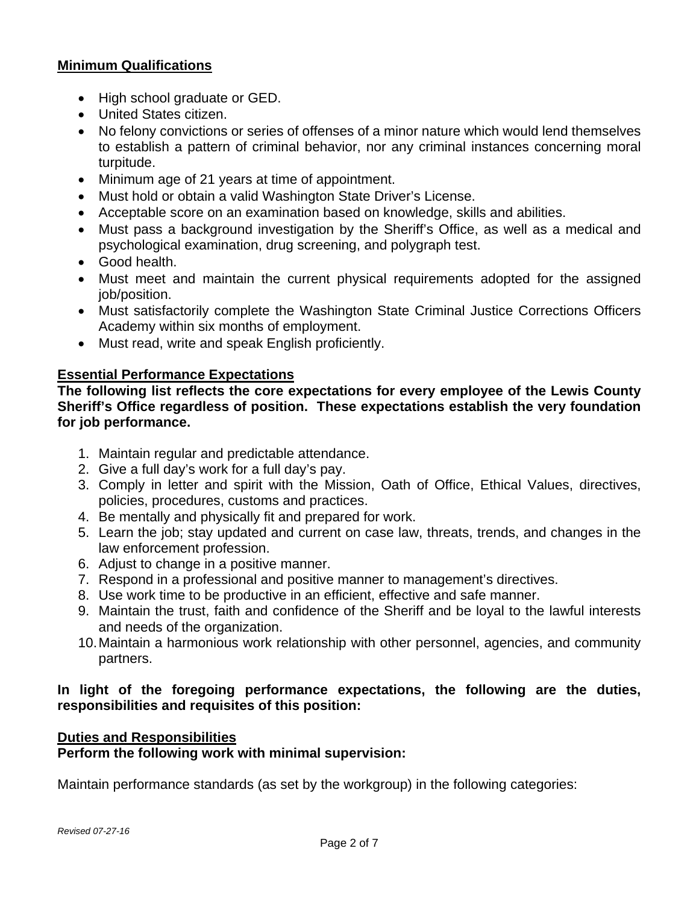## Minimum Qualifications

- High school graduate or GED.
- United States citizen.
- No felony convictions or series of offenses of a minor nature which would lend themselves to establish a pattern of criminal behavior, nor any criminal instances concerning moral turpitude.
- Minimum age of 21 years at time of appointment.
- Must hold or obtain a valid Washington State Driver's License.
- Acceptable score on an examination based on knowledge, skills and abilities.
- Must pass a background investigation by the Sheriff's Office, as well as a medical and psychological examination, drug screening, and polygraph test.
- Good health.
- Must meet and maintain the current physical requirements adopted for the assigned job/position.
- Must satisfactorily complete the Washington State Criminal Justice Corrections Officers Academy within six months of employment.
- Must read, write and speak English proficiently.

## Essential Performance Expectations

**The following list reflects the core expectations for every employee of the Lewis County Sheriff's Office regardless of position. These expectations establish the very foundation for job performance.**

1. Maintain regular and predictable attendance.
2. Give a full day's work for a full day's pay.
3. Comply in letter and spirit with the Mission, Oath of Office, Ethical Values, directives, policies, procedures, customs and practices.
4. Be mentally and physically fit and prepared for work.
5. Learn the job; stay updated and current on case law, threats, trends, and changes in the law enforcement profession.
6. Adjust to change in a positive manner.
7. Respond in a professional and positive manner to management's directives.
8. Use work time to be productive in an efficient, effective and safe manner.
9. Maintain the trust, faith and confidence of the Sheriff and be loyal to the lawful interests and needs of the organization.
10. Maintain a harmonious work relationship with other personnel, agencies, and community partners.

**In light of the foregoing performance expectations, the following are the duties, responsibilities and requisites of this position:**

## Duties and Responsibilities

**Perform the following work with minimal supervision:**

Maintain performance standards (as set by the workgroup) in the following categories:

*Revised 07-27-16*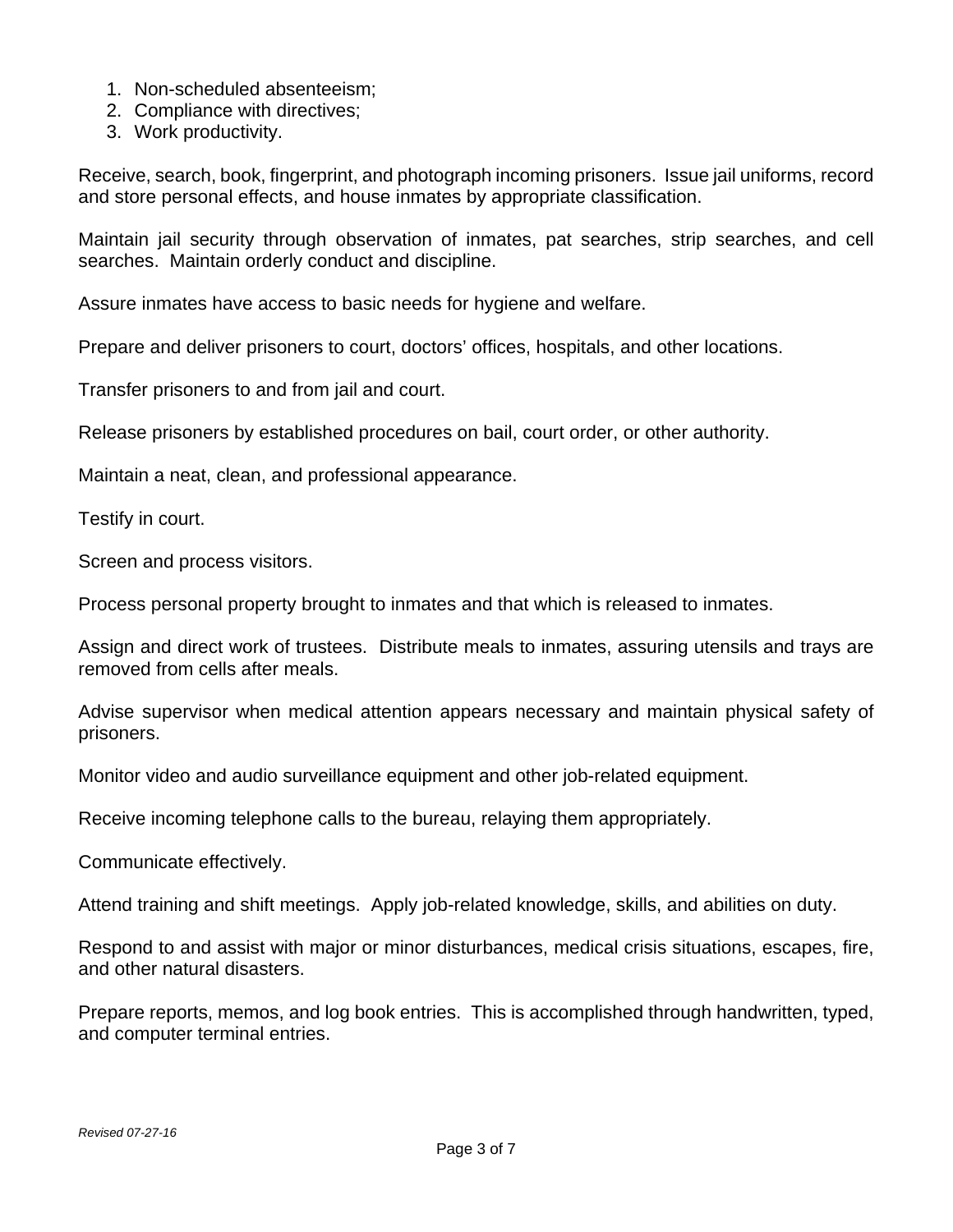1. Non-scheduled absenteeism;
2. Compliance with directives;
3. Work productivity.

Receive, search, book, fingerprint, and photograph incoming prisoners. Issue jail uniforms, record and store personal effects, and house inmates by appropriate classification.

Maintain jail security through observation of inmates, pat searches, strip searches, and cell searches. Maintain orderly conduct and discipline.

Assure inmates have access to basic needs for hygiene and welfare.

Prepare and deliver prisoners to court, doctors' offices, hospitals, and other locations.

Transfer prisoners to and from jail and court.

Release prisoners by established procedures on bail, court order, or other authority.

Maintain a neat, clean, and professional appearance.

Testify in court.

Screen and process visitors.

Process personal property brought to inmates and that which is released to inmates.

Assign and direct work of trustees. Distribute meals to inmates, assuring utensils and trays are removed from cells after meals.

Advise supervisor when medical attention appears necessary and maintain physical safety of prisoners.

Monitor video and audio surveillance equipment and other job-related equipment.

Receive incoming telephone calls to the bureau, relaying them appropriately.

Communicate effectively.

Attend training and shift meetings. Apply job-related knowledge, skills, and abilities on duty.

Respond to and assist with major or minor disturbances, medical crisis situations, escapes, fire, and other natural disasters.

Prepare reports, memos, and log book entries. This is accomplished through handwritten, typed, and computer terminal entries.

*Revised 07-27-16*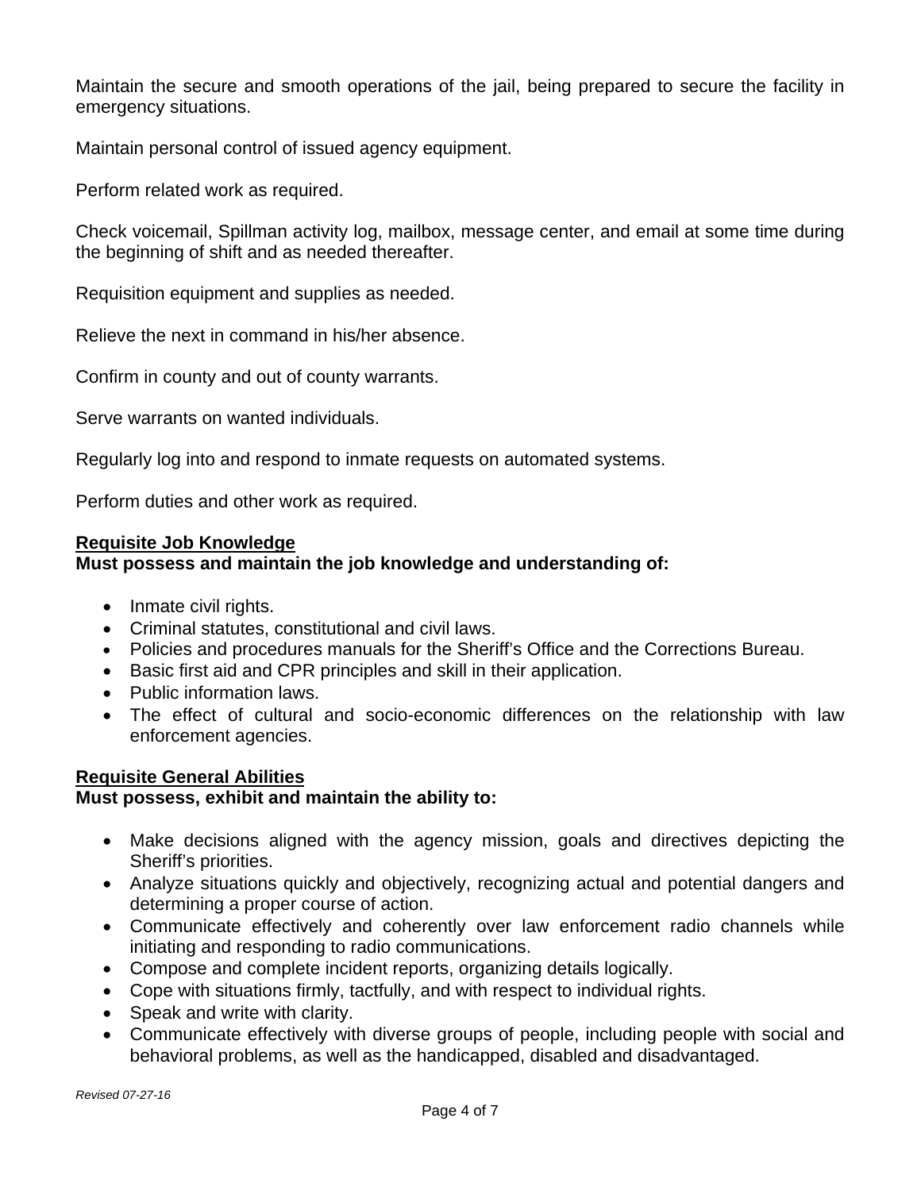Maintain the secure and smooth operations of the jail, being prepared to secure the facility in emergency situations.

Maintain personal control of issued agency equipment.

Perform related work as required.

Check voicemail, Spillman activity log, mailbox, message center, and email at some time during the beginning of shift and as needed thereafter.

Requisition equipment and supplies as needed.

Relieve the next in command in his/her absence.

Confirm in county and out of county warrants.

Serve warrants on wanted individuals.

Regularly log into and respond to inmate requests on automated systems.

Perform duties and other work as required.

**Requisite Job Knowledge**
**Must possess and maintain the job knowledge and understanding of:**

- Inmate civil rights.
- Criminal statutes, constitutional and civil laws.
- Policies and procedures manuals for the Sheriff's Office and the Corrections Bureau.
- Basic first aid and CPR principles and skill in their application.
- Public information laws.
- The effect of cultural and socio-economic differences on the relationship with law enforcement agencies.

**Requisite General Abilities**
**Must possess, exhibit and maintain the ability to:**

- Make decisions aligned with the agency mission, goals and directives depicting the Sheriff's priorities.
- Analyze situations quickly and objectively, recognizing actual and potential dangers and determining a proper course of action.
- Communicate effectively and coherently over law enforcement radio channels while initiating and responding to radio communications.
- Compose and complete incident reports, organizing details logically.
- Cope with situations firmly, tactfully, and with respect to individual rights.
- Speak and write with clarity.
- Communicate effectively with diverse groups of people, including people with social and behavioral problems, as well as the handicapped, disabled and disadvantaged.

*Revised 07-27-16*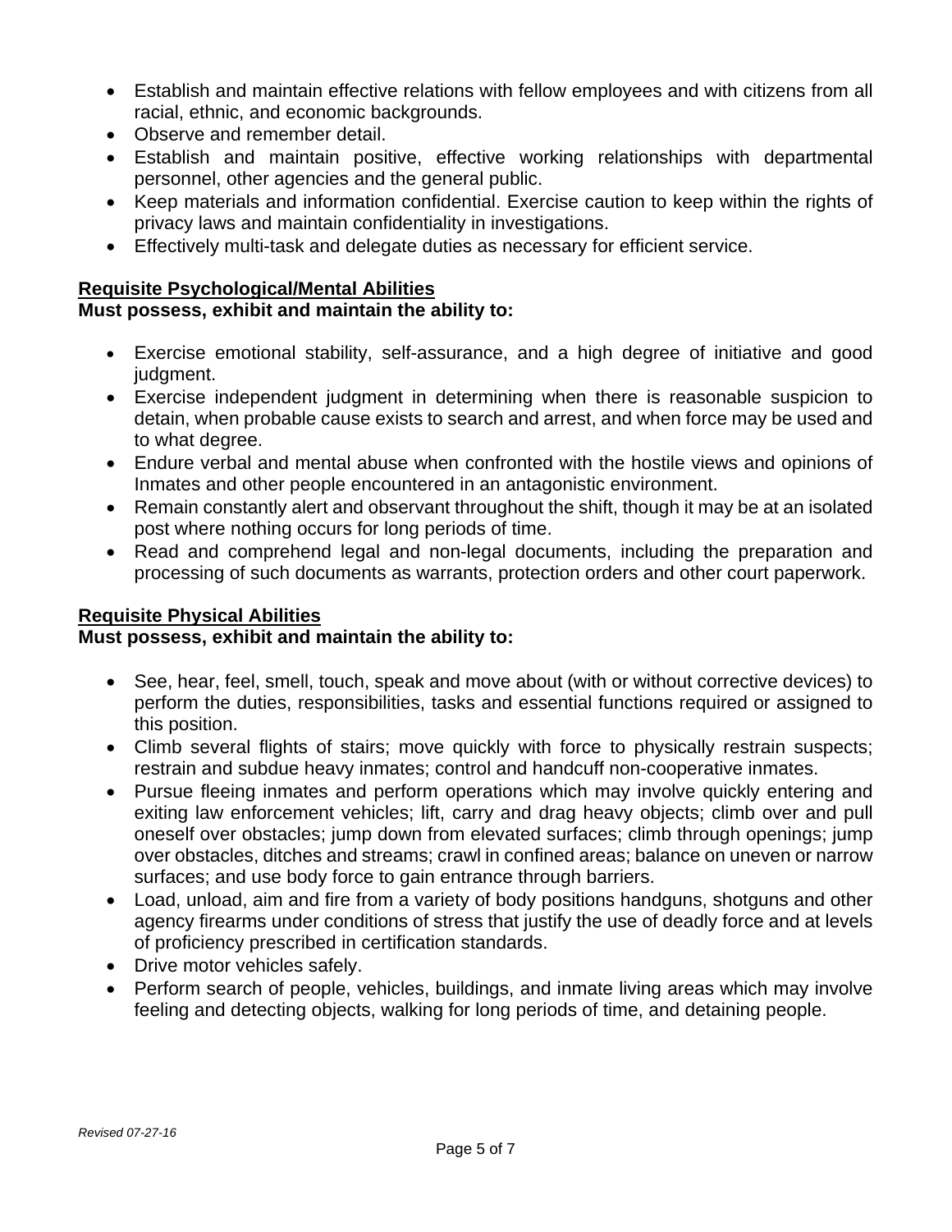- Establish and maintain effective relations with fellow employees and with citizens from all racial, ethnic, and economic backgrounds.
- Observe and remember detail.
- Establish and maintain positive, effective working relationships with departmental personnel, other agencies and the general public.
- Keep materials and information confidential. Exercise caution to keep within the rights of privacy laws and maintain confidentiality in investigations.
- Effectively multi-task and delegate duties as necessary for efficient service.

**<u>Requisite Psychological/Mental Abilities</u>**
**Must possess, exhibit and maintain the ability to:**

- Exercise emotional stability, self-assurance, and a high degree of initiative and good judgment.
- Exercise independent judgment in determining when there is reasonable suspicion to detain, when probable cause exists to search and arrest, and when force may be used and to what degree.
- Endure verbal and mental abuse when confronted with the hostile views and opinions of Inmates and other people encountered in an antagonistic environment.
- Remain constantly alert and observant throughout the shift, though it may be at an isolated post where nothing occurs for long periods of time.
- Read and comprehend legal and non-legal documents, including the preparation and processing of such documents as warrants, protection orders and other court paperwork.

**<u>Requisite Physical Abilities</u>**
**Must possess, exhibit and maintain the ability to:**

- See, hear, feel, smell, touch, speak and move about (with or without corrective devices) to perform the duties, responsibilities, tasks and essential functions required or assigned to this position.
- Climb several flights of stairs; move quickly with force to physically restrain suspects; restrain and subdue heavy inmates; control and handcuff non-cooperative inmates.
- Pursue fleeing inmates and perform operations which may involve quickly entering and exiting law enforcement vehicles; lift, carry and drag heavy objects; climb over and pull oneself over obstacles; jump down from elevated surfaces; climb through openings; jump over obstacles, ditches and streams; crawl in confined areas; balance on uneven or narrow surfaces; and use body force to gain entrance through barriers.
- Load, unload, aim and fire from a variety of body positions handguns, shotguns and other agency firearms under conditions of stress that justify the use of deadly force and at levels of proficiency prescribed in certification standards.
- Drive motor vehicles safely.
- Perform search of people, vehicles, buildings, and inmate living areas which may involve feeling and detecting objects, walking for long periods of time, and detaining people.

*Revised 07-27-16*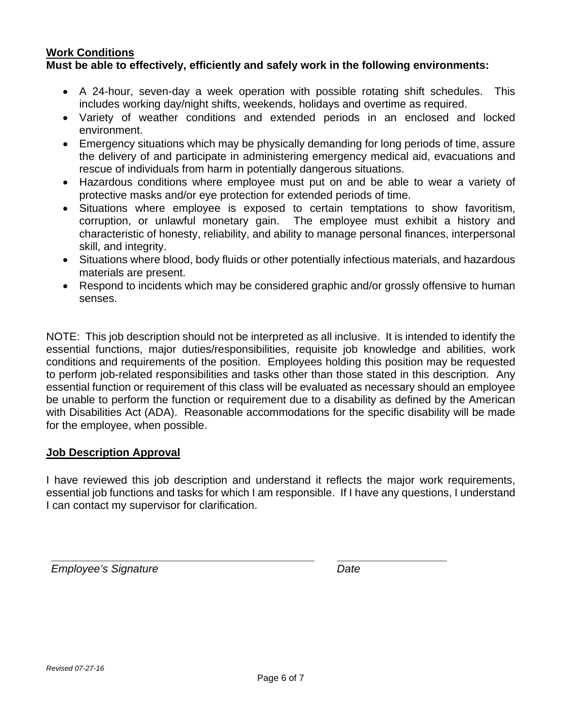**<u>Work Conditions</u>**
**Must be able to effectively, efficiently and safely work in the following environments:**

- A 24-hour, seven-day a week operation with possible rotating shift schedules. This includes working day/night shifts, weekends, holidays and overtime as required.
- Variety of weather conditions and extended periods in an enclosed and locked environment.
- Emergency situations which may be physically demanding for long periods of time, assure the delivery of and participate in administering emergency medical aid, evacuations and rescue of individuals from harm in potentially dangerous situations.
- Hazardous conditions where employee must put on and be able to wear a variety of protective masks and/or eye protection for extended periods of time.
- Situations where employee is exposed to certain temptations to show favoritism, corruption, or unlawful monetary gain. The employee must exhibit a history and characteristic of honesty, reliability, and ability to manage personal finances, interpersonal skill, and integrity.
- Situations where blood, body fluids or other potentially infectious materials, and hazardous materials are present.
- Respond to incidents which may be considered graphic and/or grossly offensive to human senses.

NOTE: This job description should not be interpreted as all inclusive. It is intended to identify the essential functions, major duties/responsibilities, requisite job knowledge and abilities, work conditions and requirements of the position. Employees holding this position may be requested to perform job-related responsibilities and tasks other than those stated in this description. Any essential function or requirement of this class will be evaluated as necessary should an employee be unable to perform the function or requirement due to a disability as defined by the American with Disabilities Act (ADA). Reasonable accommodations for the specific disability will be made for the employee, when possible.

**<u>Job Description Approval</u>**

I have reviewed this job description and understand it reflects the major work requirements, essential job functions and tasks for which I am responsible. If I have any questions, I understand I can contact my supervisor for clarification.

_____________________________________________ __________________
*Employee's Signature* *Date*

*Revised 07-27-16*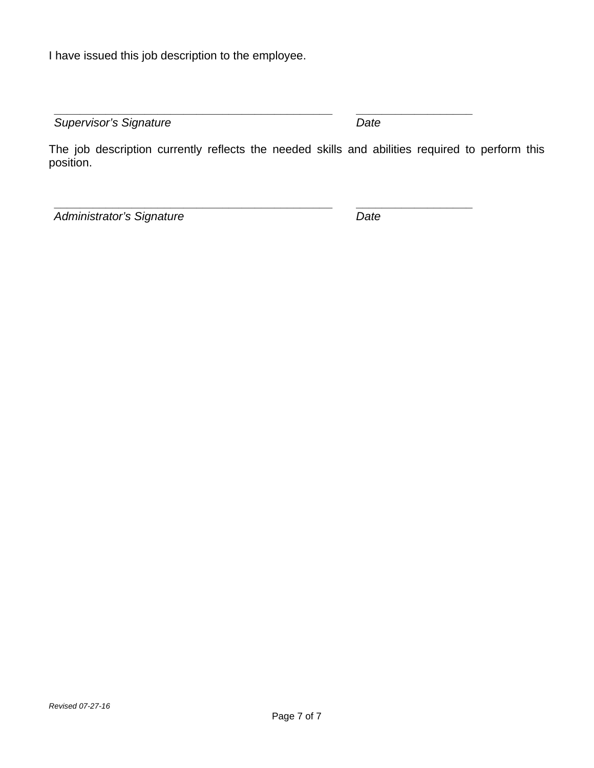I have issued this job description to the employee.

_______________________________________________ __________________

*Supervisor's Signature* *Date*

The job description currently reflects the needed skills and abilities required to perform this position.

_______________________________________________ __________________

*Administrator's Signature* *Date*

*Revised 07-27-16*